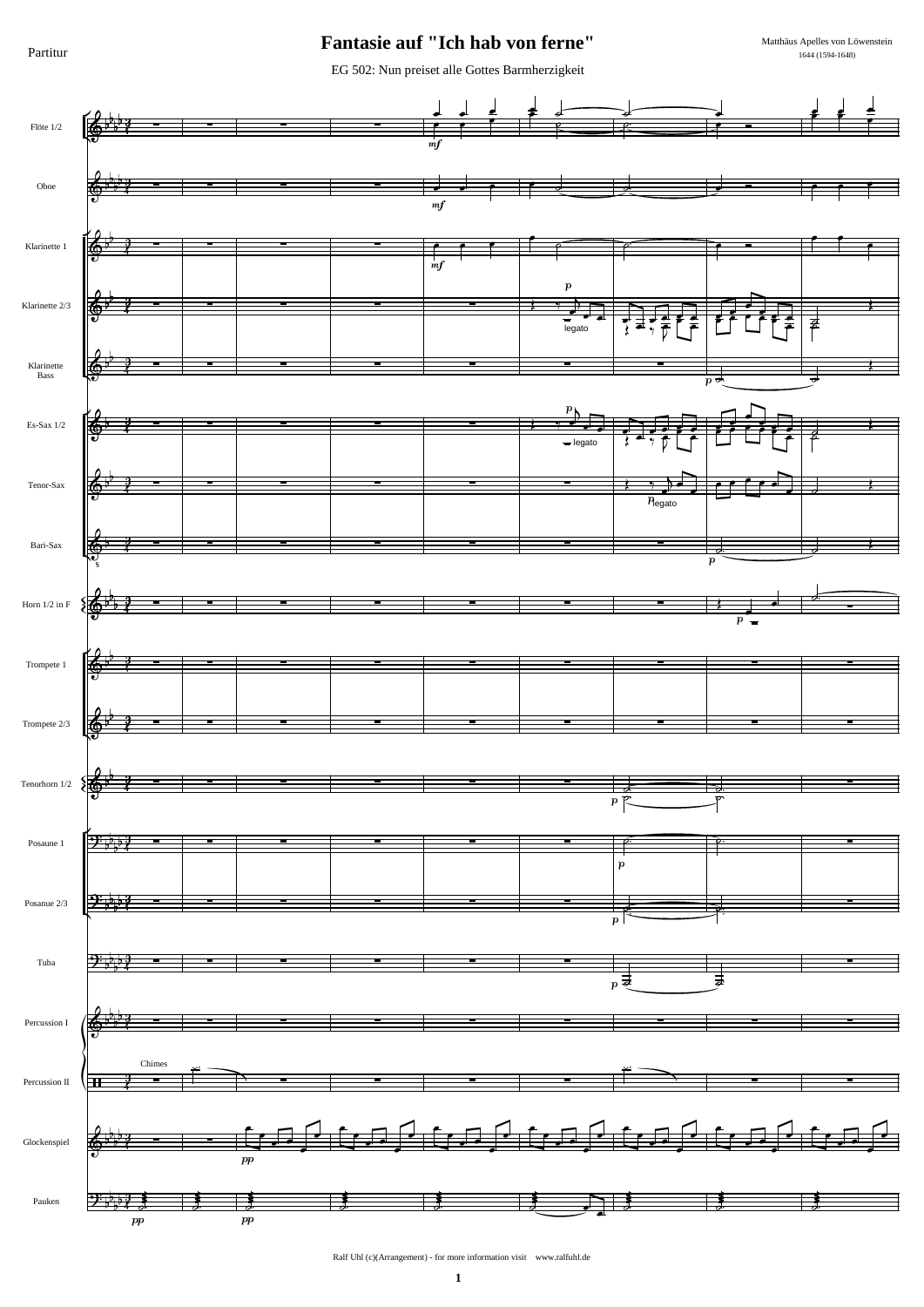Partitur

# Fantasie auf "Ich hab von ferne"

EG 502: Nun preiset alle Gottes Barmherzigkeit

Matthäus Apelles von Löwenstein
1644 (1594-1648)

Ralf Uhl (c)(Arrangement) - for more information visit www.ralfuhl.de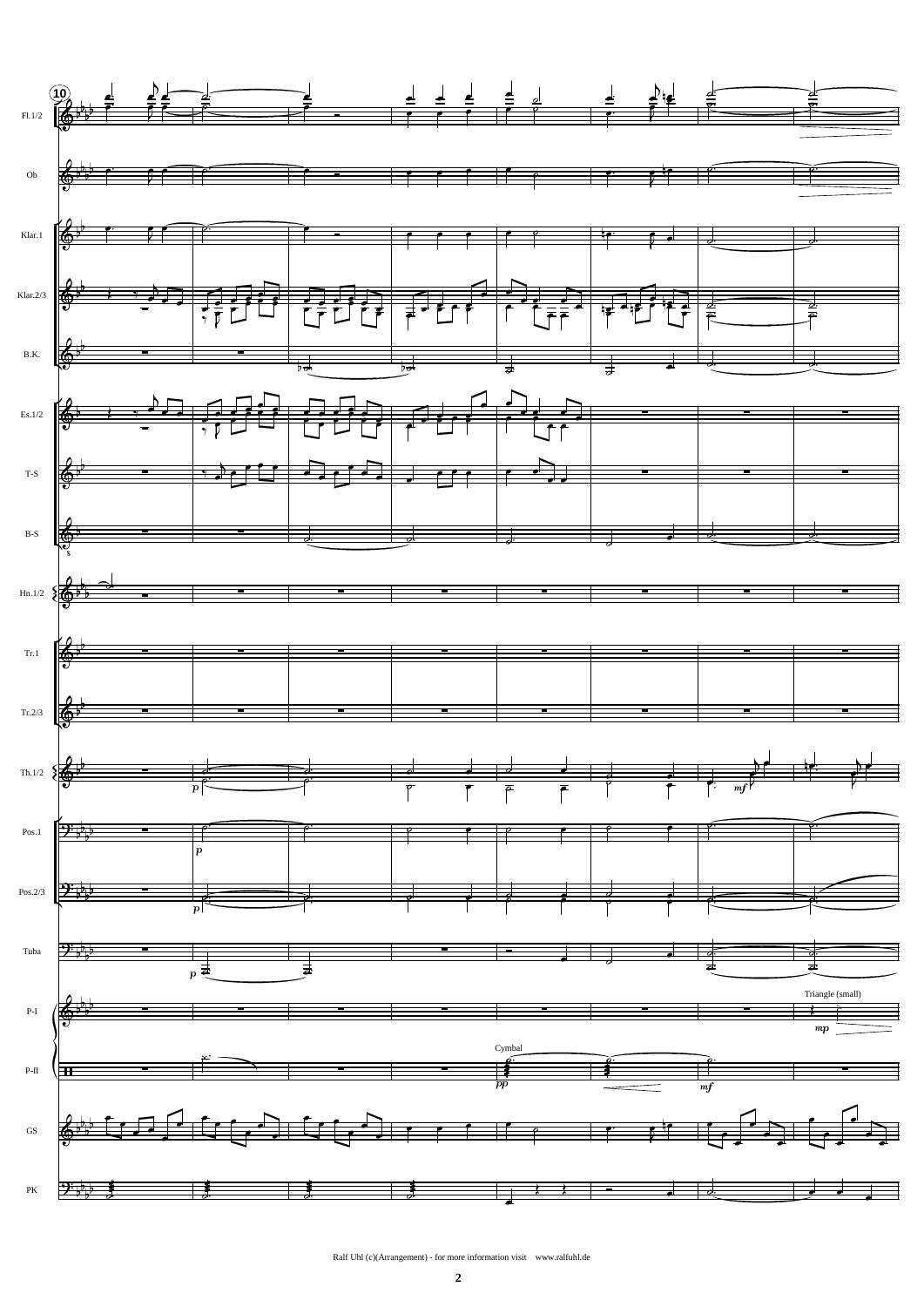Ralf Uhl (c)(Arrangement) - for more information visit www.ralfuhl.de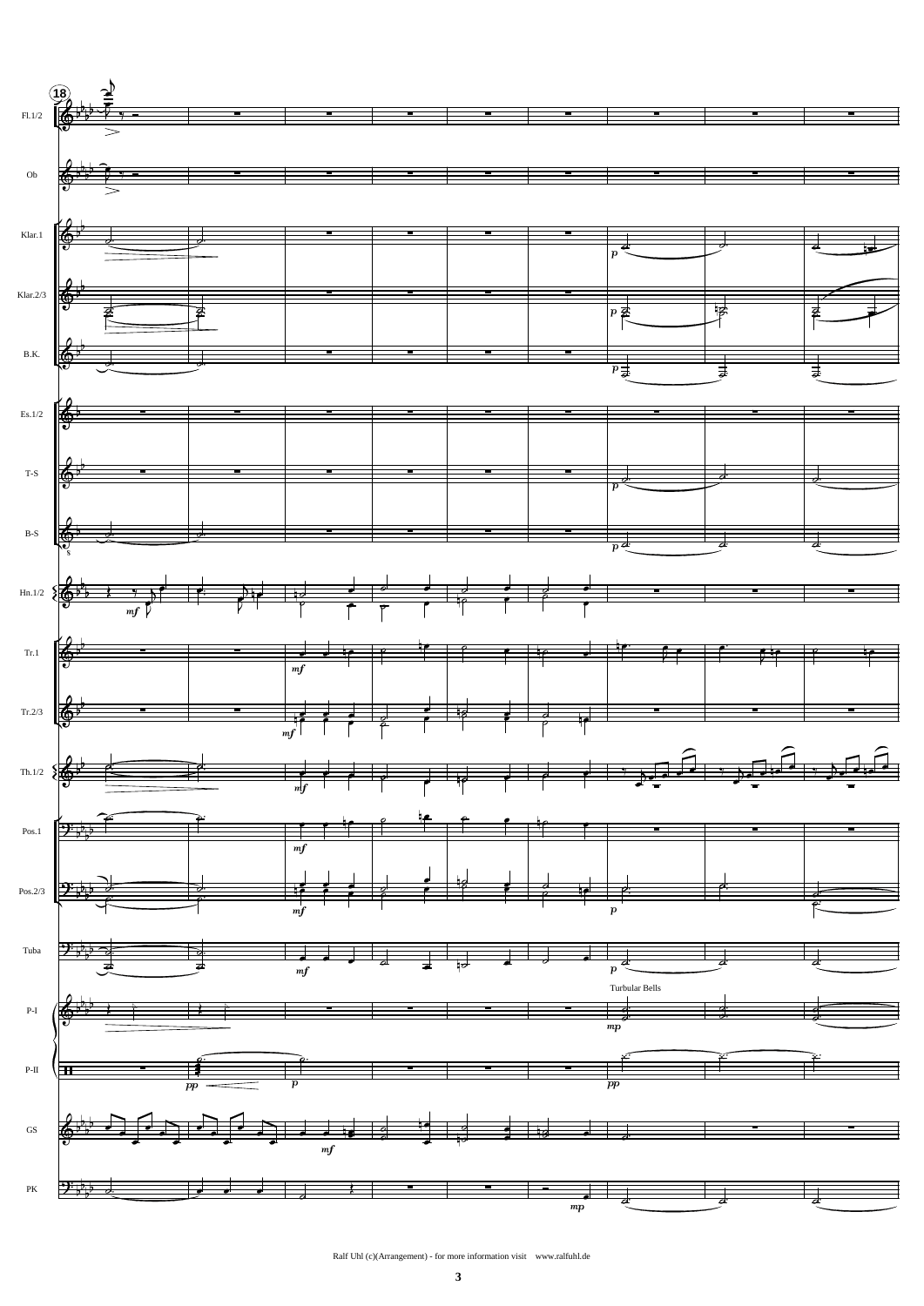18

Fl.1/2

Ob

Klar.1

Klar.2/3

B.K.

Es.1/2

T-S

B-S

Hn.1/2

Tr.1

Tr.2/3

Th.1/2

Pos.1

Pos.2/3

Tuba

Turbular Bells

P-I

P-II

GS

PK

Ralf Uhl (c)(Arrangement) - for more information visit www.ralfuhl.de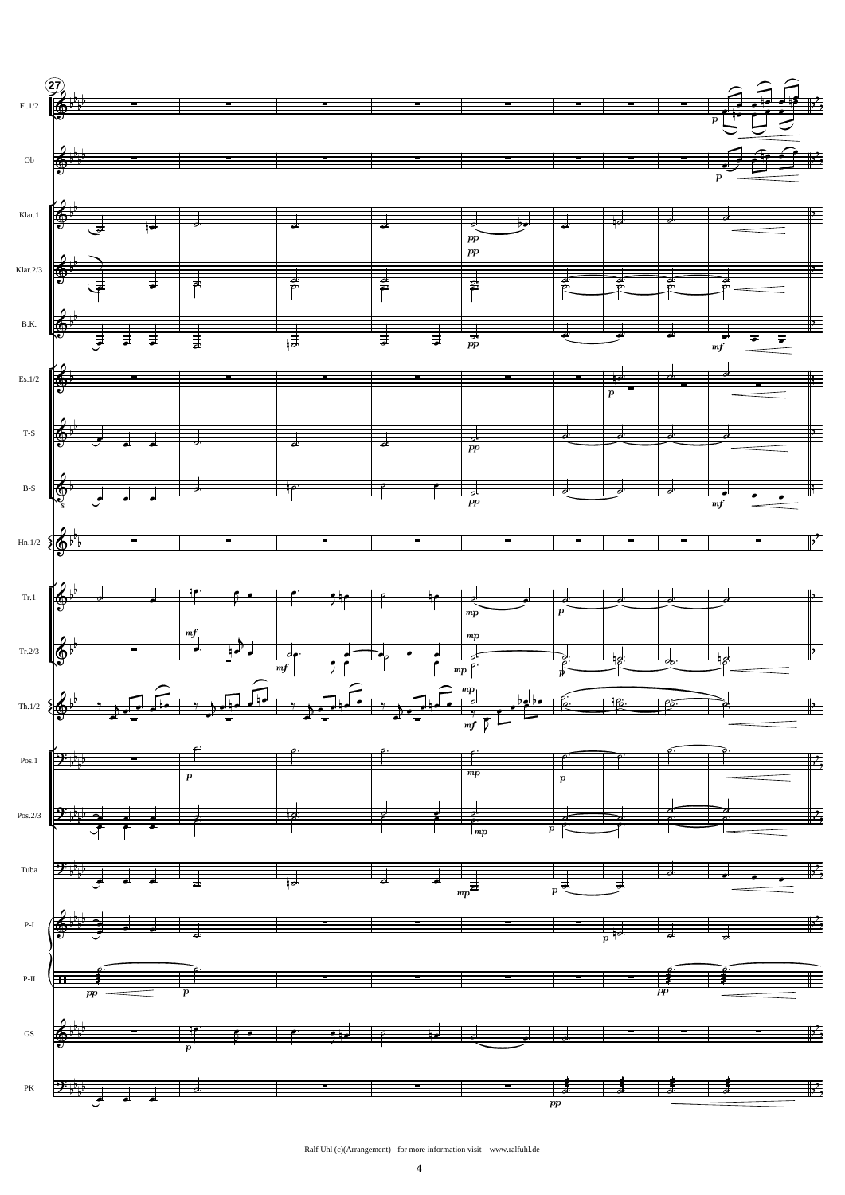Ralf Uhl (c)(Arrangement) - for more information visit www.ralfuhl.de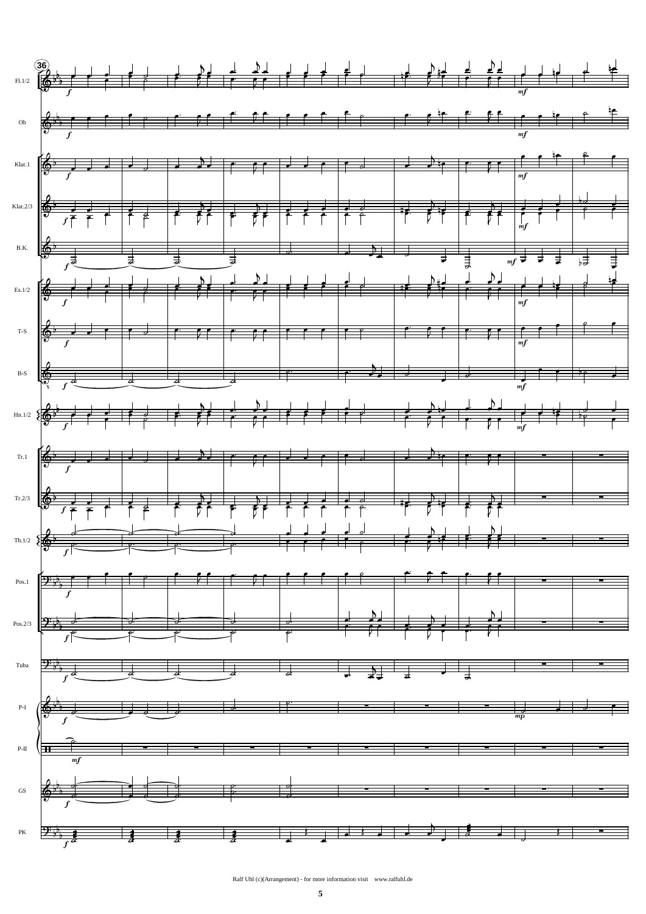36

Fl.1/2

Ob

Klar.1

Klar.2/3

B.K.

Es.1/2

T-S

B-S

Hn.1/2

Tr.1

Tr.2/3

Th.1/2

Pos.1

Pos.2/3

Tuba

P-I

P-II

GS

PK

Ralf Uhl (c)(Arrangement) - for more information visit www.ralfuhl.de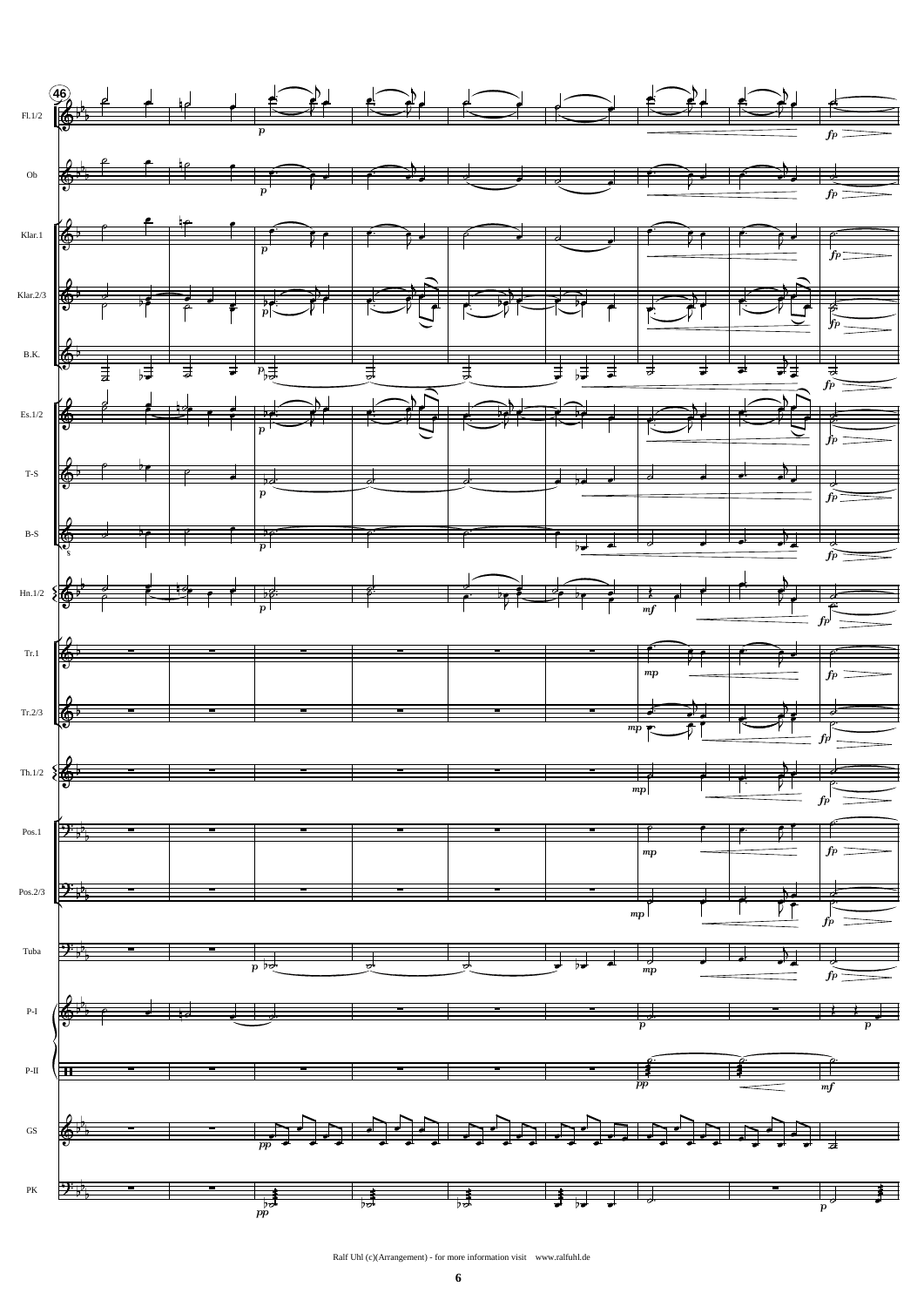Ralf Uhl (c)(Arrangement) - for more information visit www.ralfuhl.de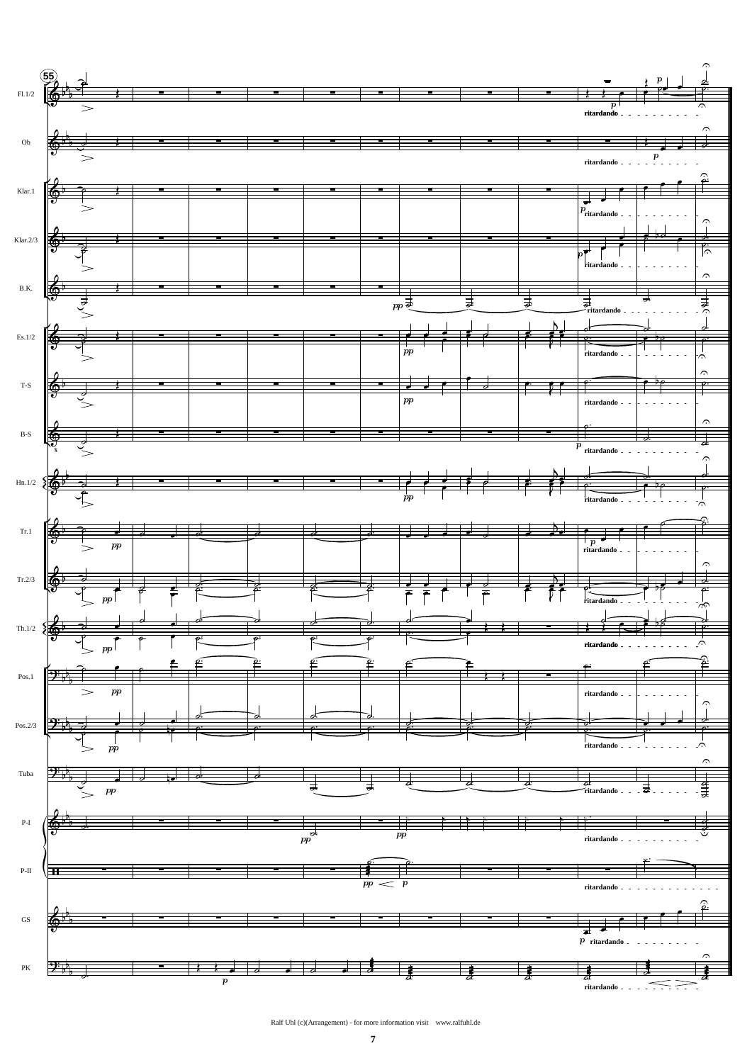Ralf Uhl (c)(Arrangement) - for more information visit www.ralfuhl.de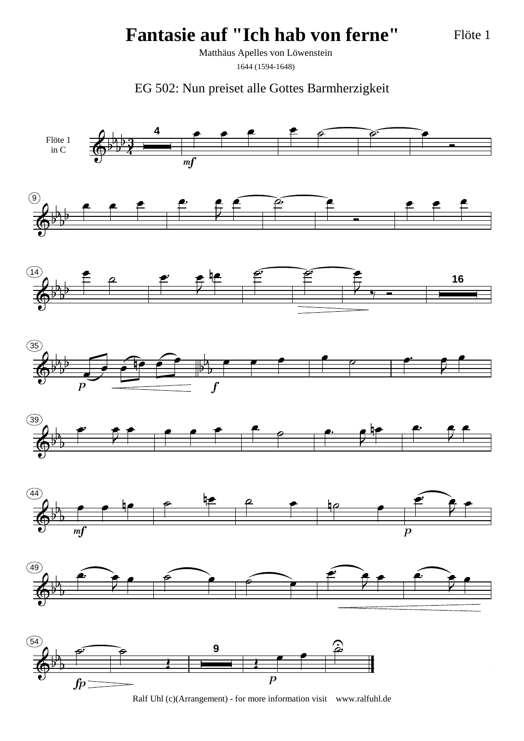# Fantasie auf "Ich hab von ferne"

Flöte 1

Matthäus Apelles von Löwenstein

1644 (1594-1648)

EG 502: Nun preiset alle Gottes Barmherzigkeit

Ralf Uhl (c)(Arrangement) - for more information visit www.ralfuhl.de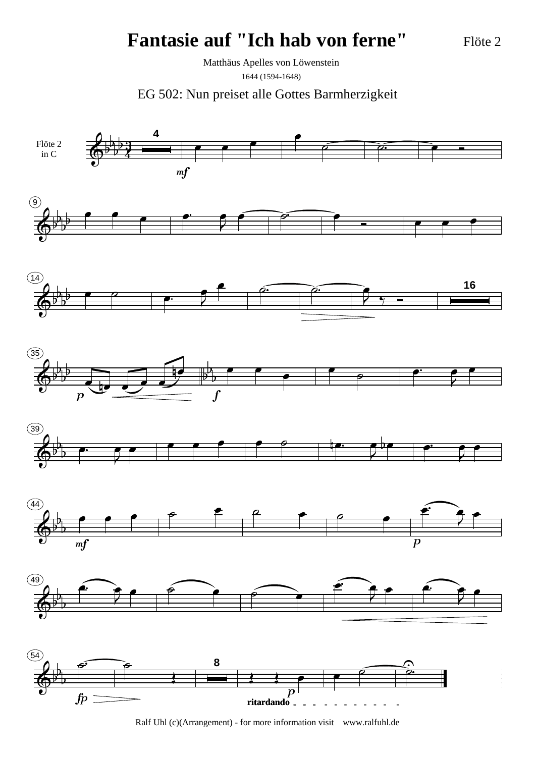# Fantasie auf "Ich hab von ferne"

Flöte 2

Matthäus Apelles von Löwenstein

1644 (1594-1648)

EG 502: Nun preiset alle Gottes Barmherzigkeit

Flöte 2 in C

Ralf Uhl (c)(Arrangement) - for more information visit www.ralfuhl.de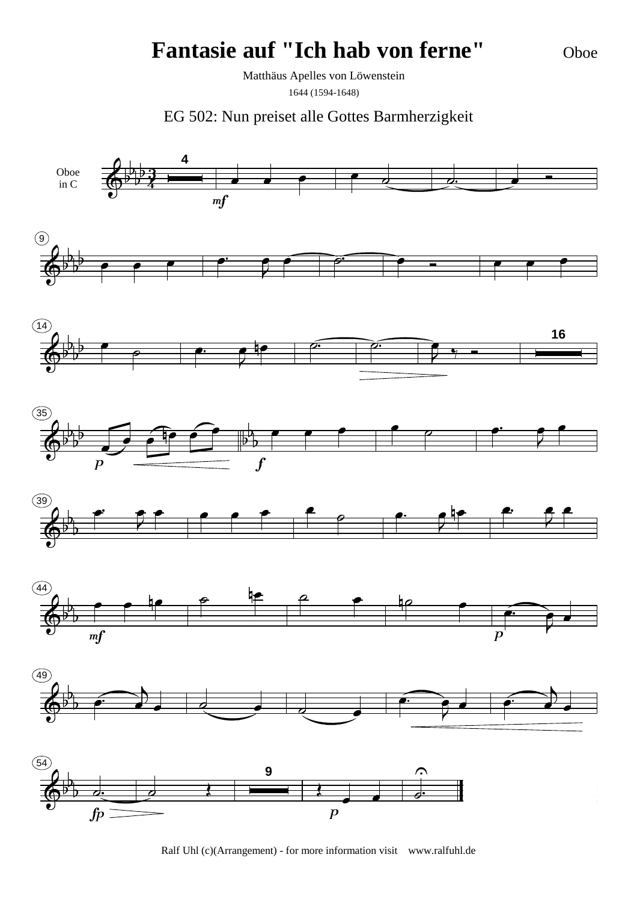# Fantasie auf "Ich hab von ferne"

Oboe

Matthäus Apelles von Löwenstein

1644 (1594-1648)

EG 502: Nun preiset alle Gottes Barmherzigkeit

Ralf Uhl (c)(Arrangement) - for more information visit www.ralfuhl.de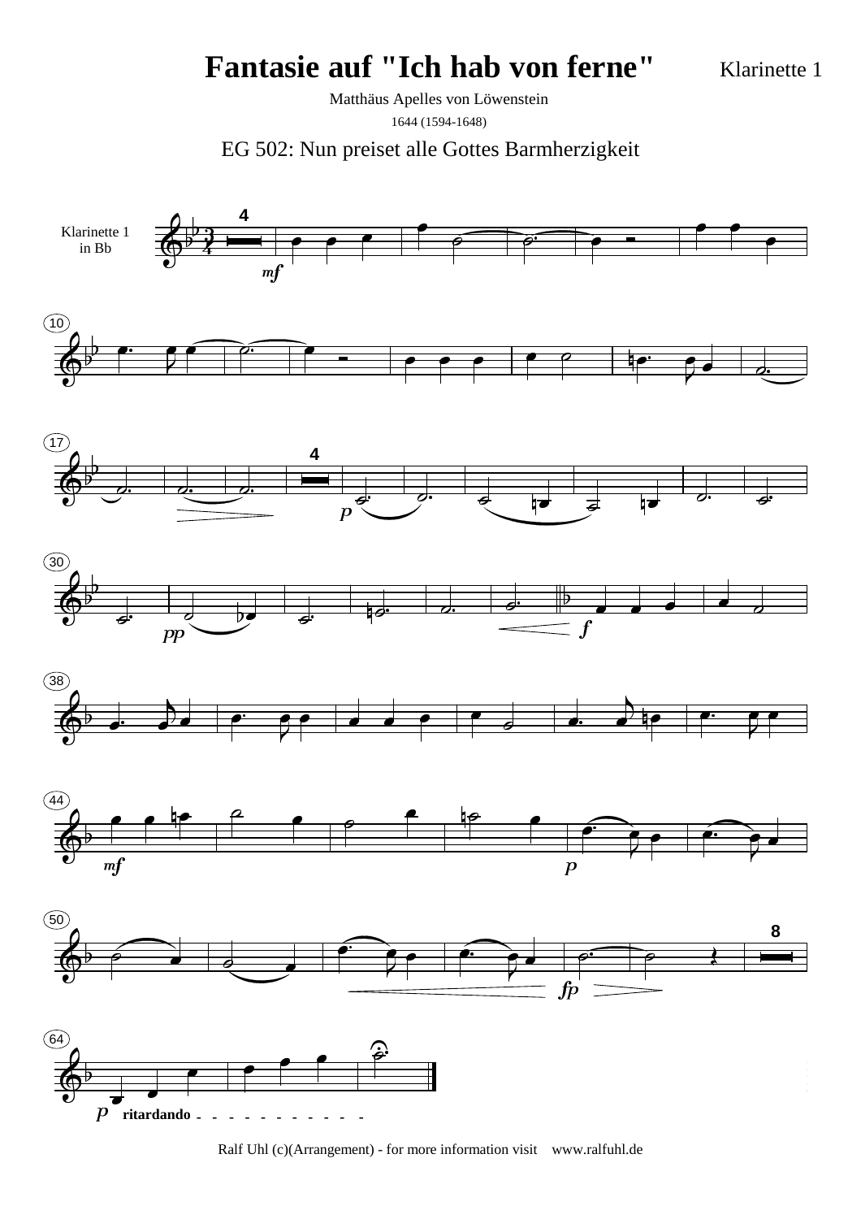# Fantasie auf "Ich hab von ferne"

Klarinette 1

Matthäus Apelles von Löwenstein

1644 (1594-1648)

EG 502: Nun preiset alle Gottes Barmherzigkeit

Klarinette 1 in Bb

Ralf Uhl (c)(Arrangement) - for more information visit www.ralfuhl.de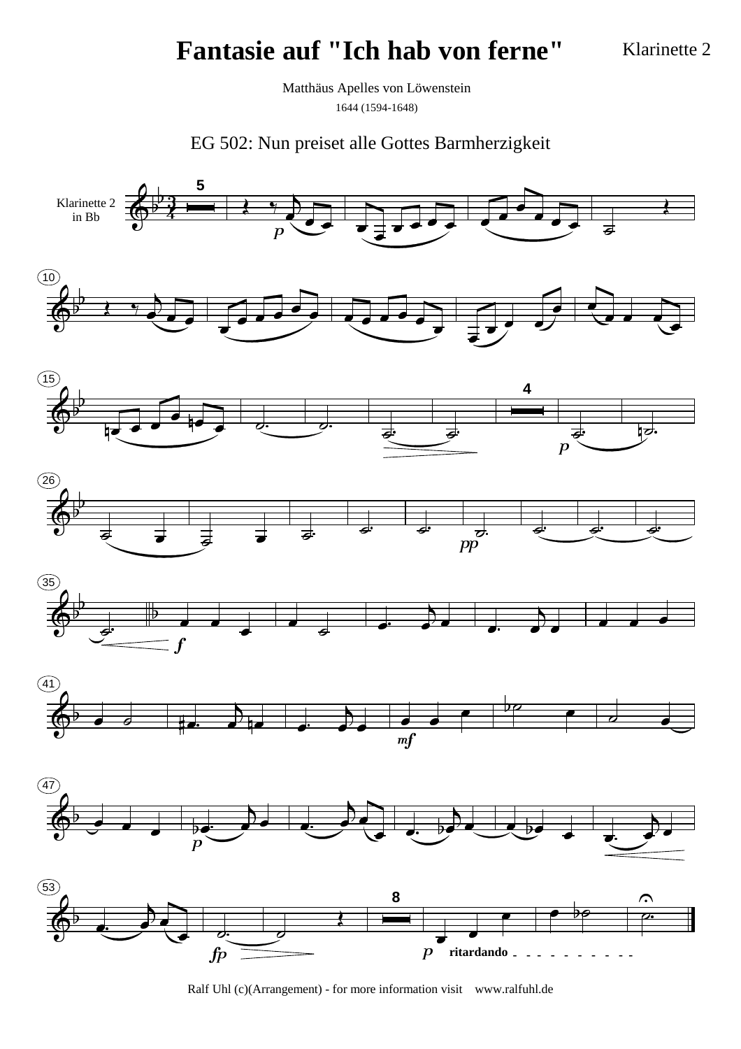# Fantasie auf "Ich hab von ferne"

Klarinette 2

Matthäus Apelles von Löwenstein

1644 (1594-1648)

EG 502: Nun preiset alle Gottes Barmherzigkeit

Ralf Uhl (c)(Arrangement) - for more information visit www.ralfuhl.de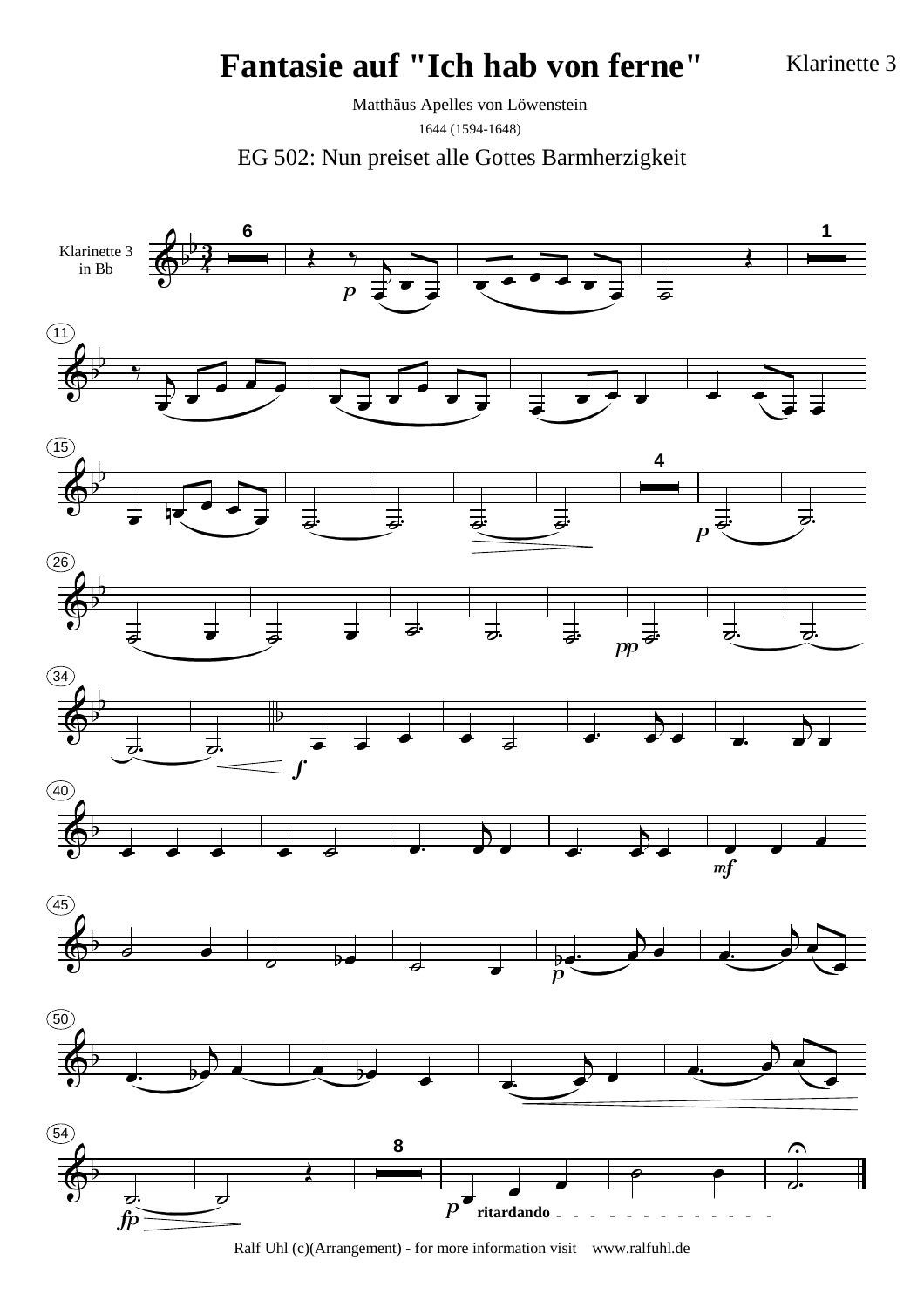# Fantasie auf "Ich hab von ferne"

Klarinette 3

Matthäus Apelles von Löwenstein

1644 (1594-1648)

EG 502: Nun preiset alle Gottes Barmherzigkeit

Klarinette 3 in Bb

Ralf Uhl (c)(Arrangement) - for more information visit www.ralfuhl.de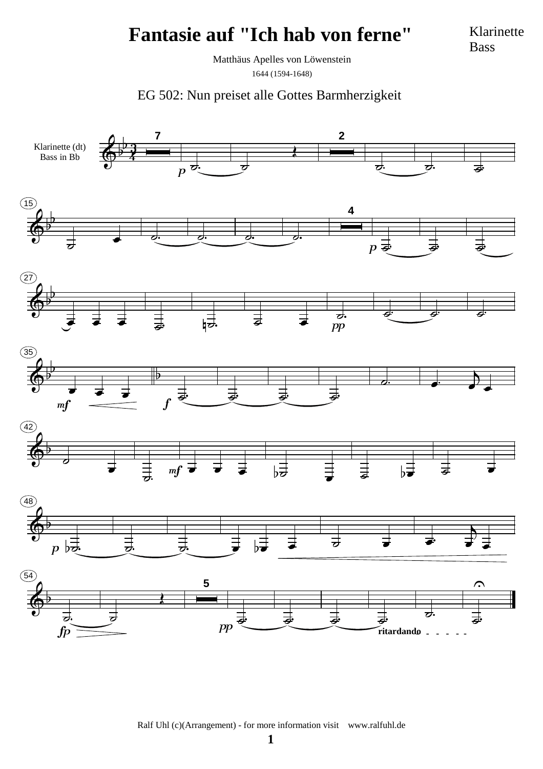# Fantasie auf "Ich hab von ferne"

Klarinette
Bass

Matthäus Apelles von Löwenstein

1644 (1594-1648)

EG 502: Nun preiset alle Gottes Barmherzigkeit

Klarinette (dt)
Bass in Bb

Ralf Uhl (c)(Arrangement) - for more information visit www.ralfuhl.de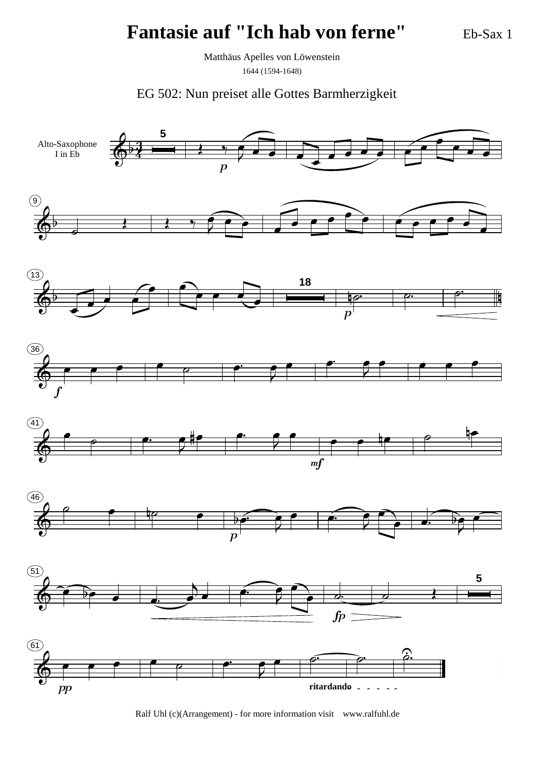# Fantasie auf "Ich hab von ferne"

Eb-Sax 1

Matthäus Apelles von Löwenstein

1644 (1594-1648)

EG 502: Nun preiset alle Gottes Barmherzigkeit

Ralf Uhl (c)(Arrangement) - for more information visit www.ralfuhl.de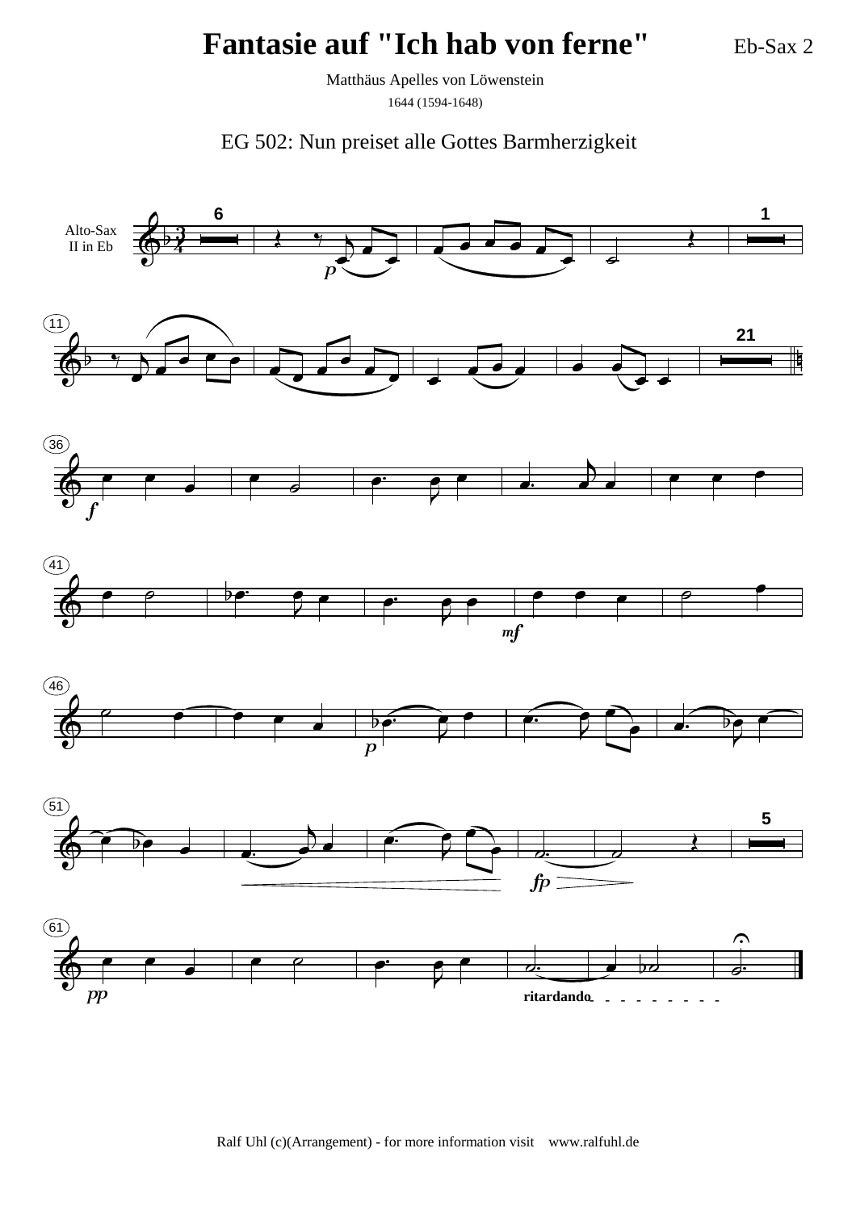# Fantasie auf "Ich hab von ferne"

Eb-Sax 2

Matthäus Apelles von Löwenstein

1644 (1594-1648)

EG 502: Nun preiset alle Gottes Barmherzigkeit

Ralf Uhl (c)(Arrangement) - for more information visit www.ralfuhl.de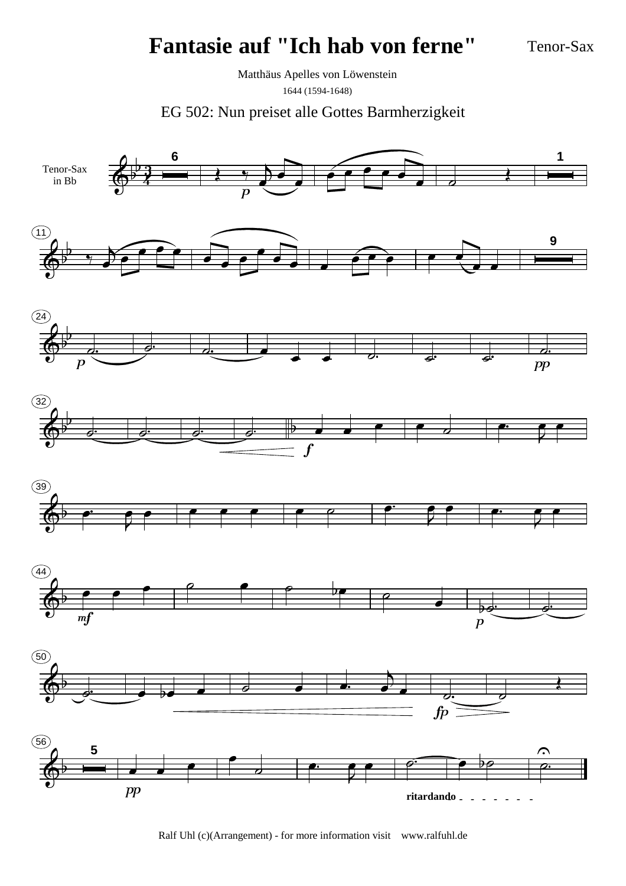# Fantasie auf "Ich hab von ferne"

Tenor-Sax

Matthäus Apelles von Löwenstein

1644 (1594-1648)

EG 502: Nun preiset alle Gottes Barmherzigkeit

Ralf Uhl (c)(Arrangement) - for more information visit www.ralfuhl.de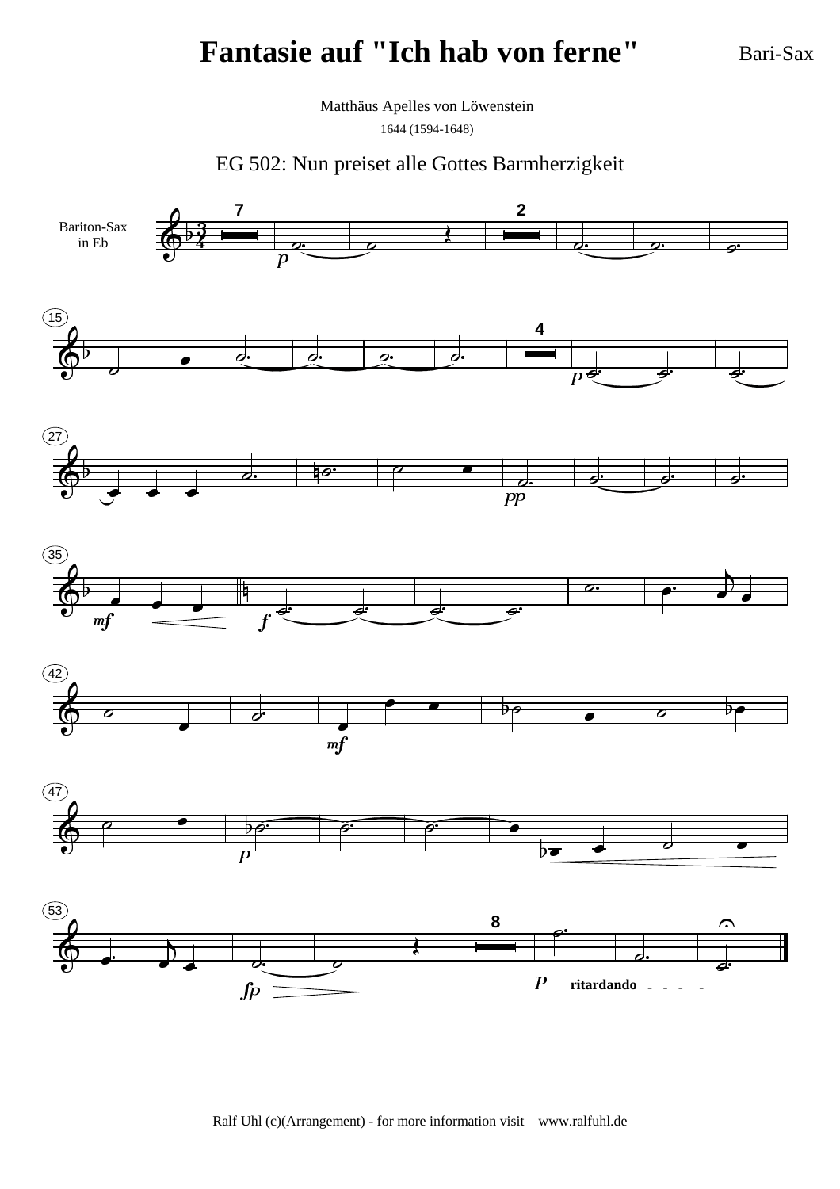# Fantasie auf "Ich hab von ferne"

Bari-Sax

Matthäus Apelles von Löwenstein

1644 (1594-1648)

EG 502: Nun preiset alle Gottes Barmherzigkeit

Bariton-Sax in Eb

Ralf Uhl (c)(Arrangement) - for more information visit www.ralfuhl.de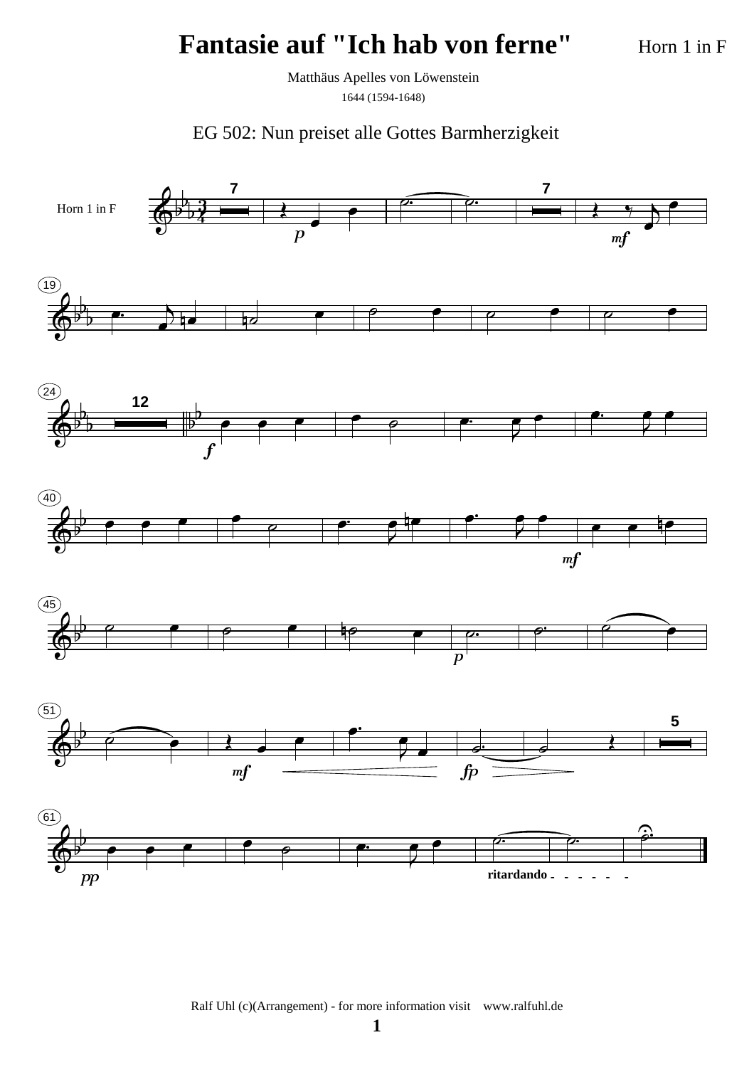# Fantasie auf "Ich hab von ferne"

Horn 1 in F

Matthäus Apelles von Löwenstein

1644 (1594-1648)

EG 502: Nun preiset alle Gottes Barmherzigkeit

Ralf Uhl (c)(Arrangement) - for more information visit www.ralfuhl.de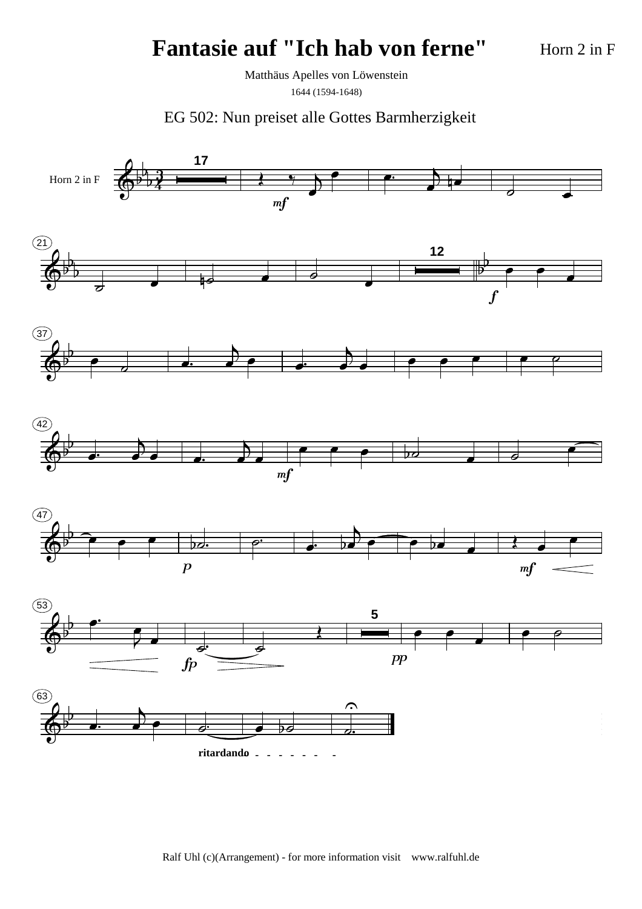# Fantasie auf "Ich hab von ferne"

Horn 2 in F

Matthäus Apelles von Löwenstein

1644 (1594-1648)

EG 502: Nun preiset alle Gottes Barmherzigkeit

Ralf Uhl (c)(Arrangement) - for more information visit www.ralfuhl.de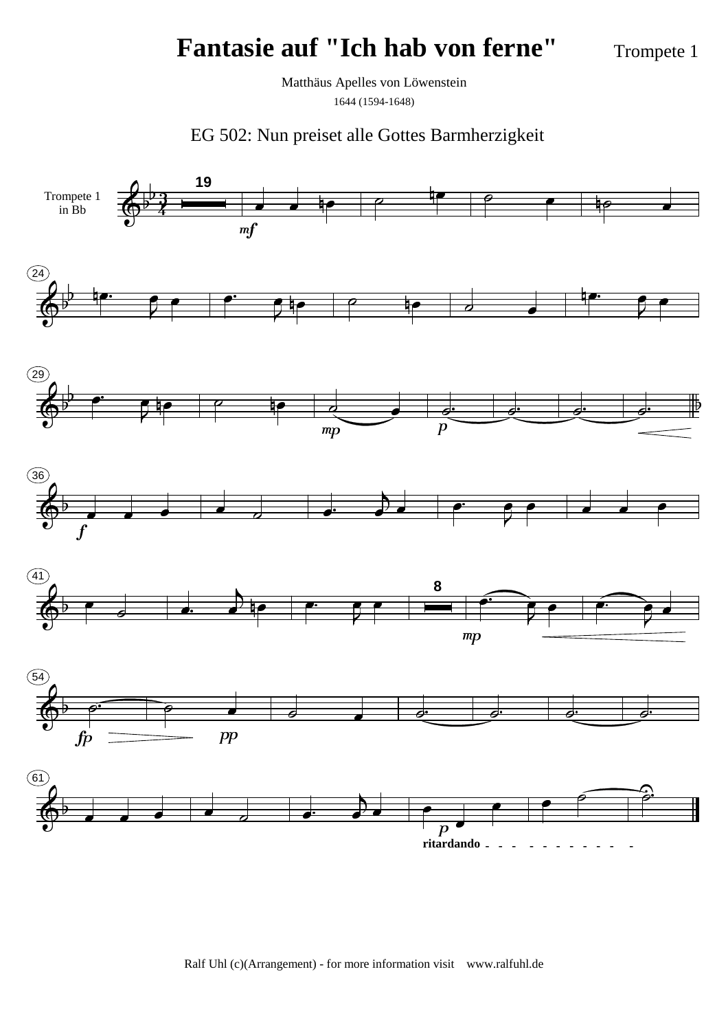# Fantasie auf "Ich hab von ferne"

Trompete 1

Matthäus Apelles von Löwenstein

1644 (1594-1648)

EG 502: Nun preiset alle Gottes Barmherzigkeit

Ralf Uhl (c)(Arrangement) - for more information visit www.ralfuhl.de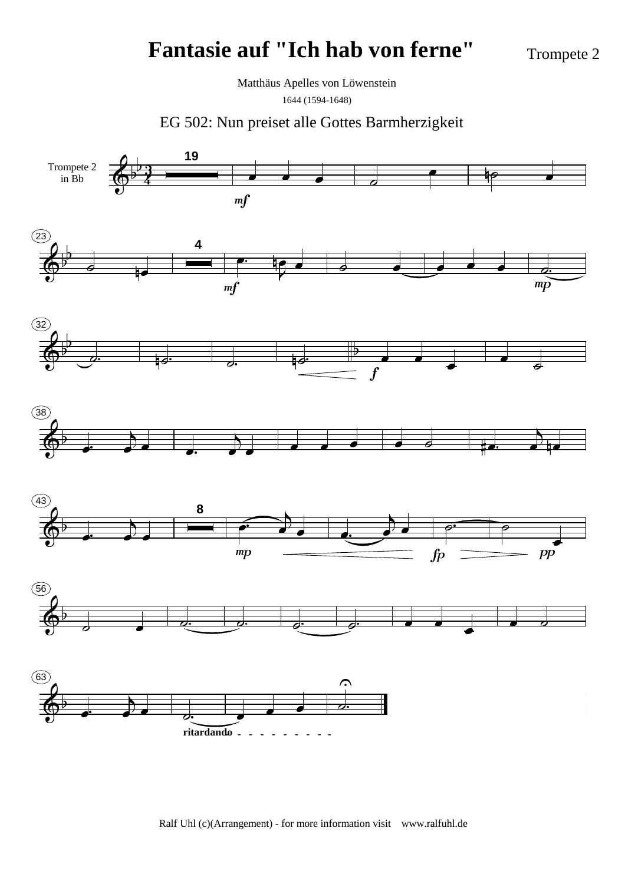# Fantasie auf "Ich hab von ferne"

Trompete 2

Matthäus Apelles von Löwenstein

1644 (1594-1648)

EG 502: Nun preiset alle Gottes Barmherzigkeit

Ralf Uhl (c)(Arrangement) - for more information visit www.ralfuhl.de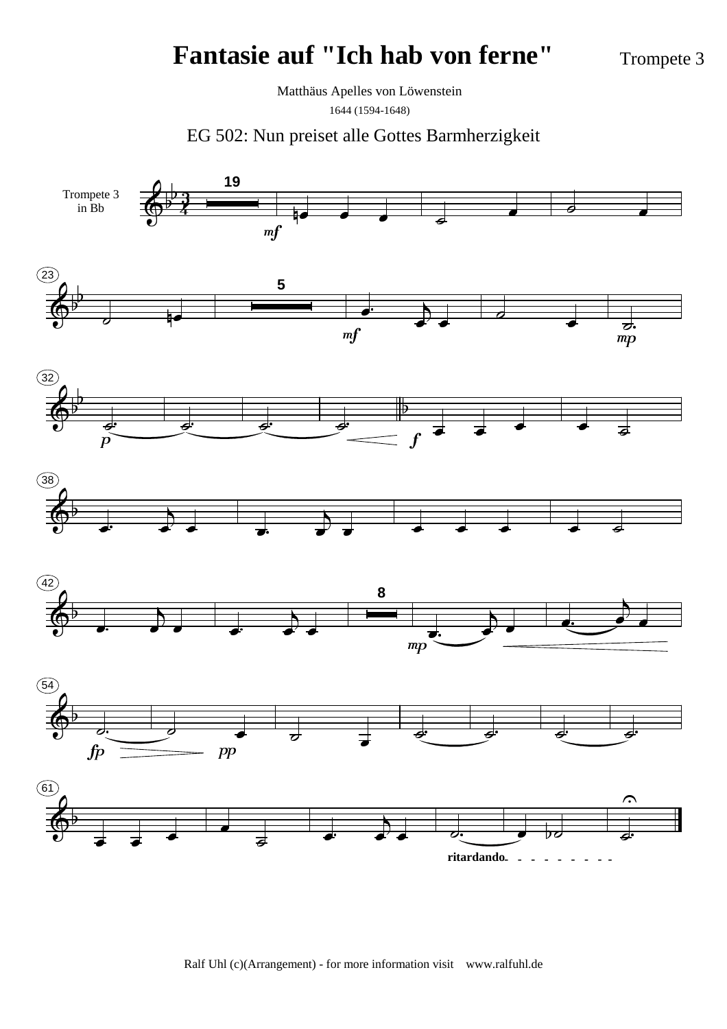# Fantasie auf "Ich hab von ferne"

Trompete 3

Matthäus Apelles von Löwenstein

1644 (1594-1648)

EG 502: Nun preiset alle Gottes Barmherzigkeit

Ralf Uhl (c)(Arrangement) - for more information visit www.ralfuhl.de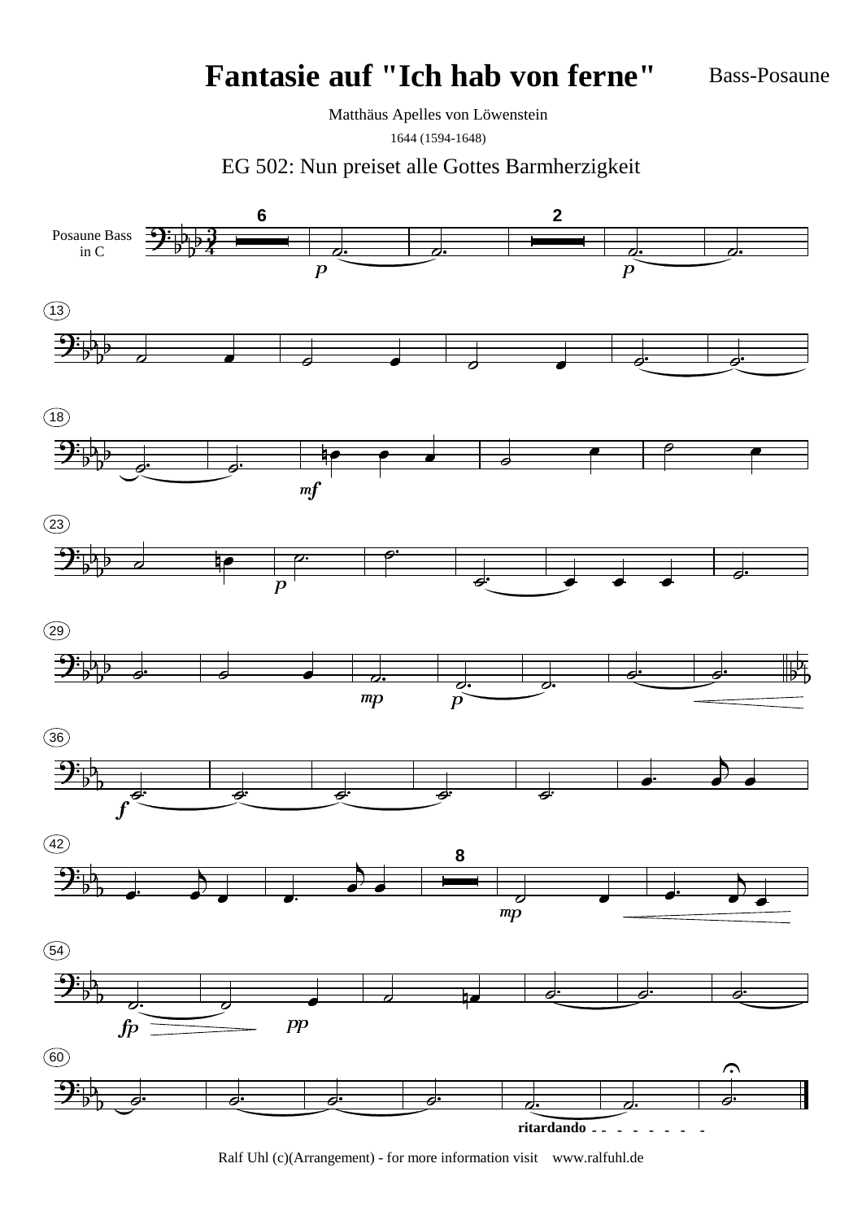# Fantasie auf "Ich hab von ferne"

Bass-Posaune

Matthäus Apelles von Löwenstein

1644 (1594-1648)

EG 502: Nun preiset alle Gottes Barmherzigkeit

Posaune Bass in C

Ralf Uhl (c)(Arrangement) - for more information visit www.ralfuhl.de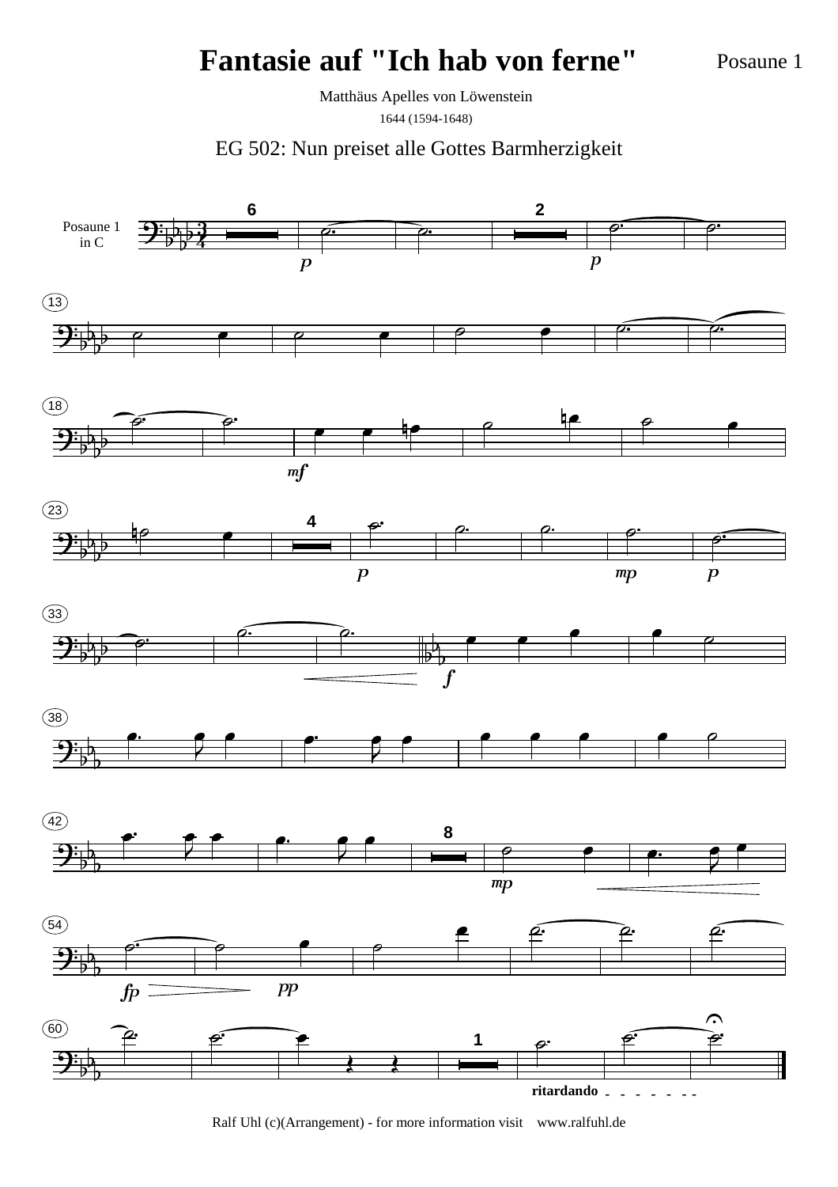# Fantasie auf "Ich hab von ferne"

Posaune 1

Matthäus Apelles von Löwenstein

1644 (1594-1648)

EG 502: Nun preiset alle Gottes Barmherzigkeit

Ralf Uhl (c)(Arrangement) - for more information visit www.ralfuhl.de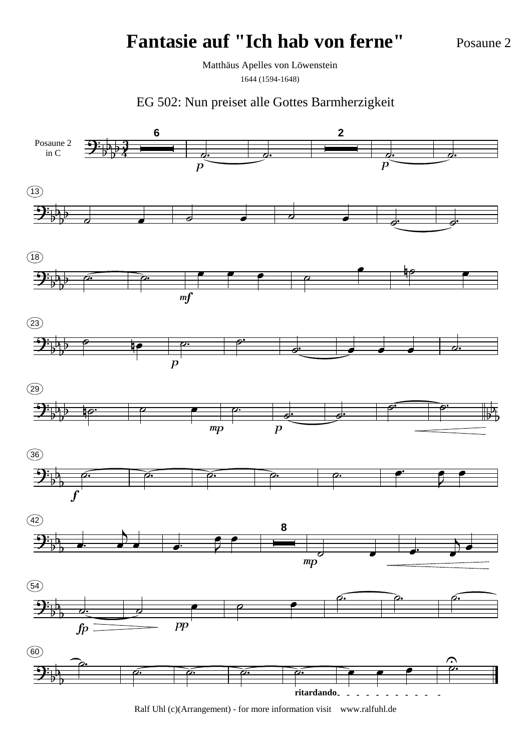# Fantasie auf "Ich hab von ferne"

Posaune 2

Matthäus Apelles von Löwenstein

1644 (1594-1648)

EG 502: Nun preiset alle Gottes Barmherzigkeit

Ralf Uhl (c)(Arrangement) - for more information visit www.ralfuhl.de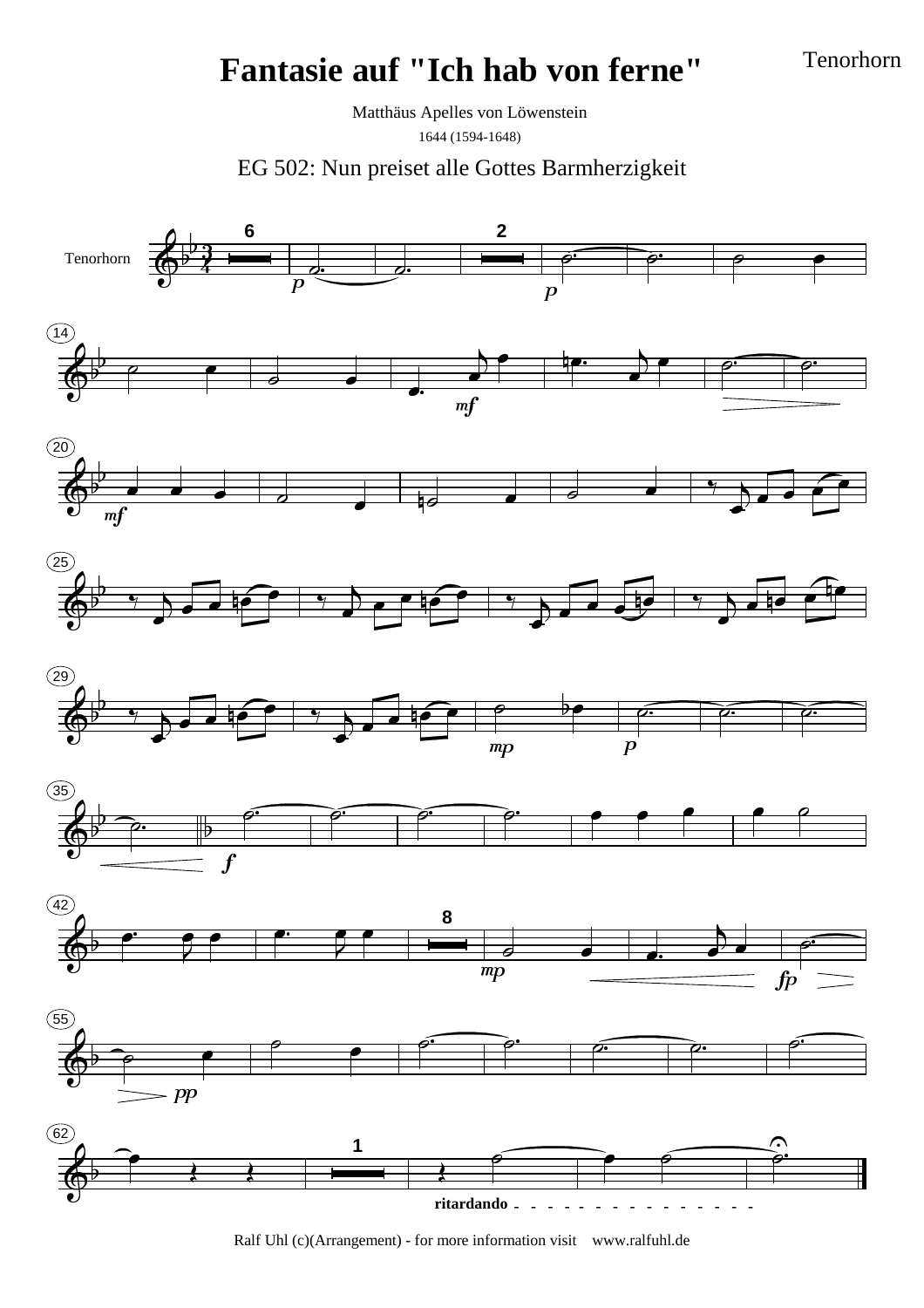# Fantasie auf "Ich hab von ferne"

Tenorhorn

Matthäus Apelles von Löwenstein

1644 (1594-1648)

EG 502: Nun preiset alle Gottes Barmherzigkeit

Ralf Uhl (c)(Arrangement) - for more information visit www.ralfuhl.de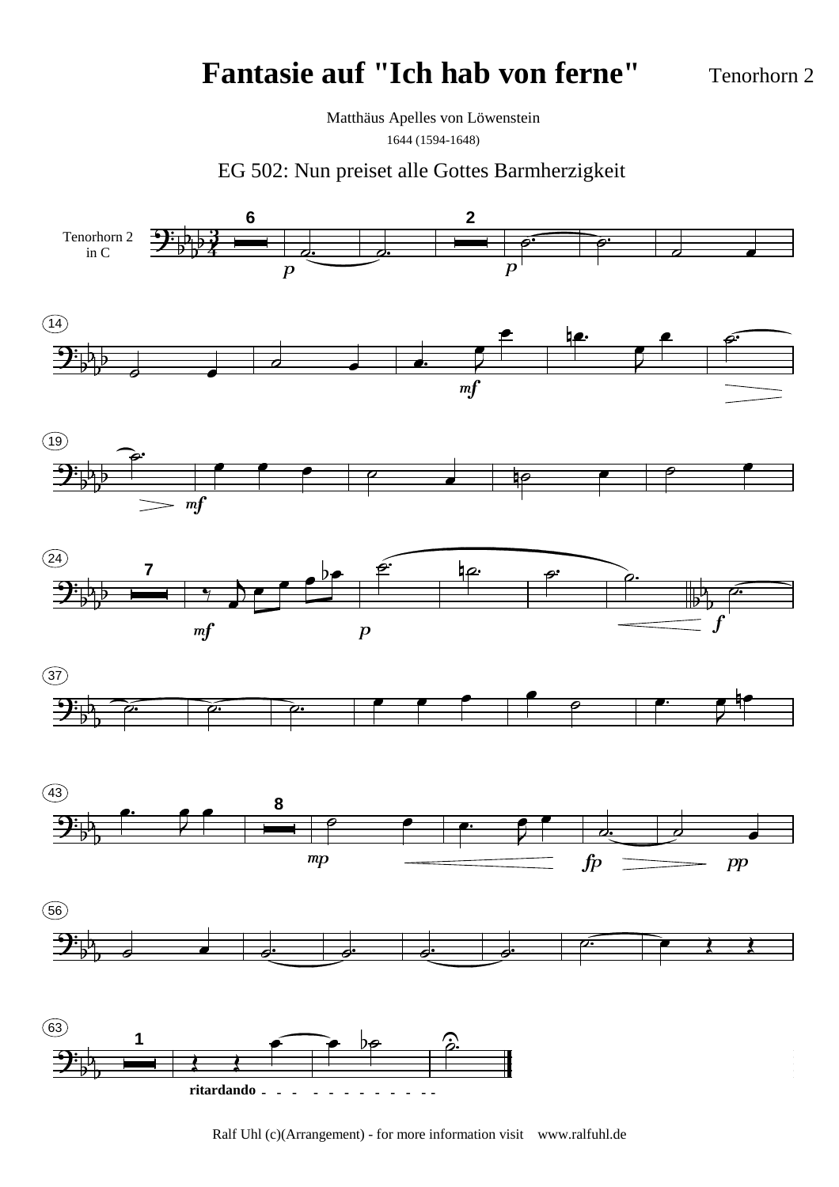# Fantasie auf "Ich hab von ferne"

Tenorhorn 2

Matthäus Apelles von Löwenstein

1644 (1594-1648)

EG 502: Nun preiset alle Gottes Barmherzigkeit

Ralf Uhl (c)(Arrangement) - for more information visit www.ralfuhl.de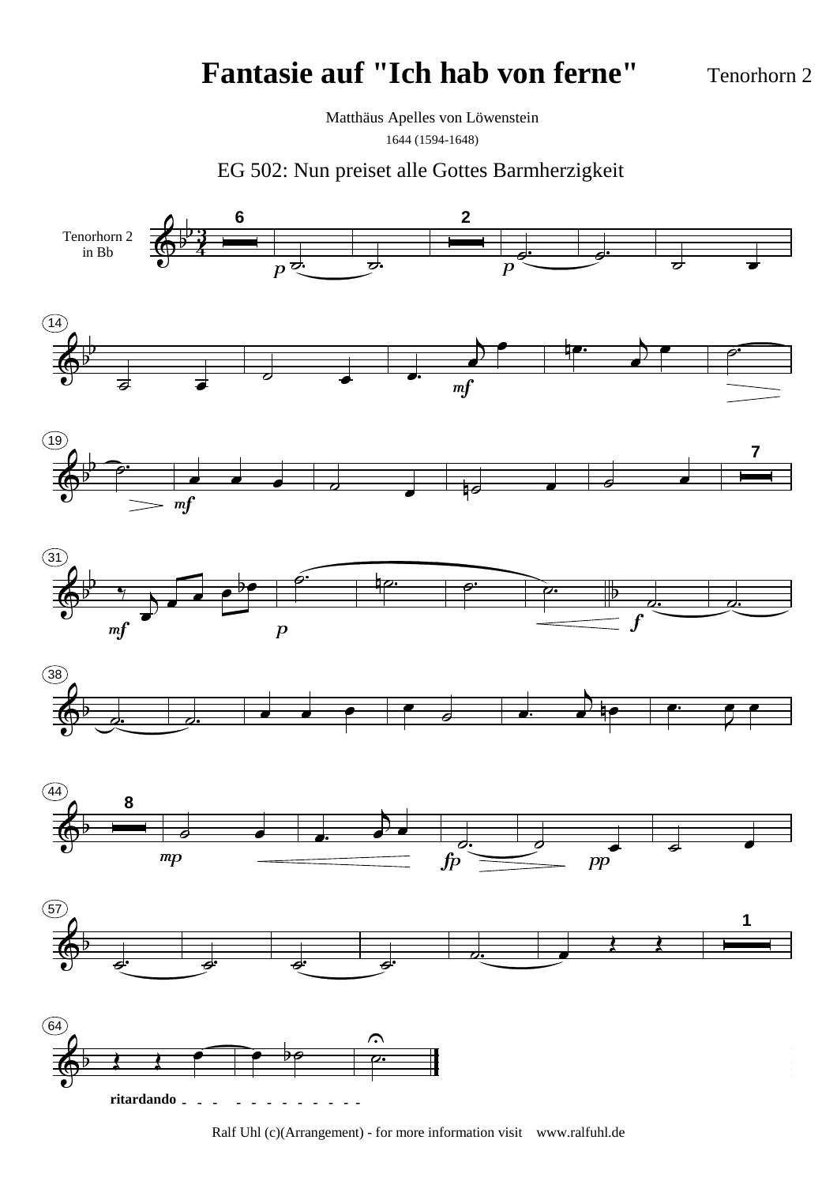# Fantasie auf "Ich hab von ferne"

Tenorhorn 2

Matthäus Apelles von Löwenstein
1644 (1594-1648)

EG 502: Nun preiset alle Gottes Barmherzigkeit

Tenorhorn 2 in Bb

Ralf Uhl (c)(Arrangement) - for more information visit www.ralfuhl.de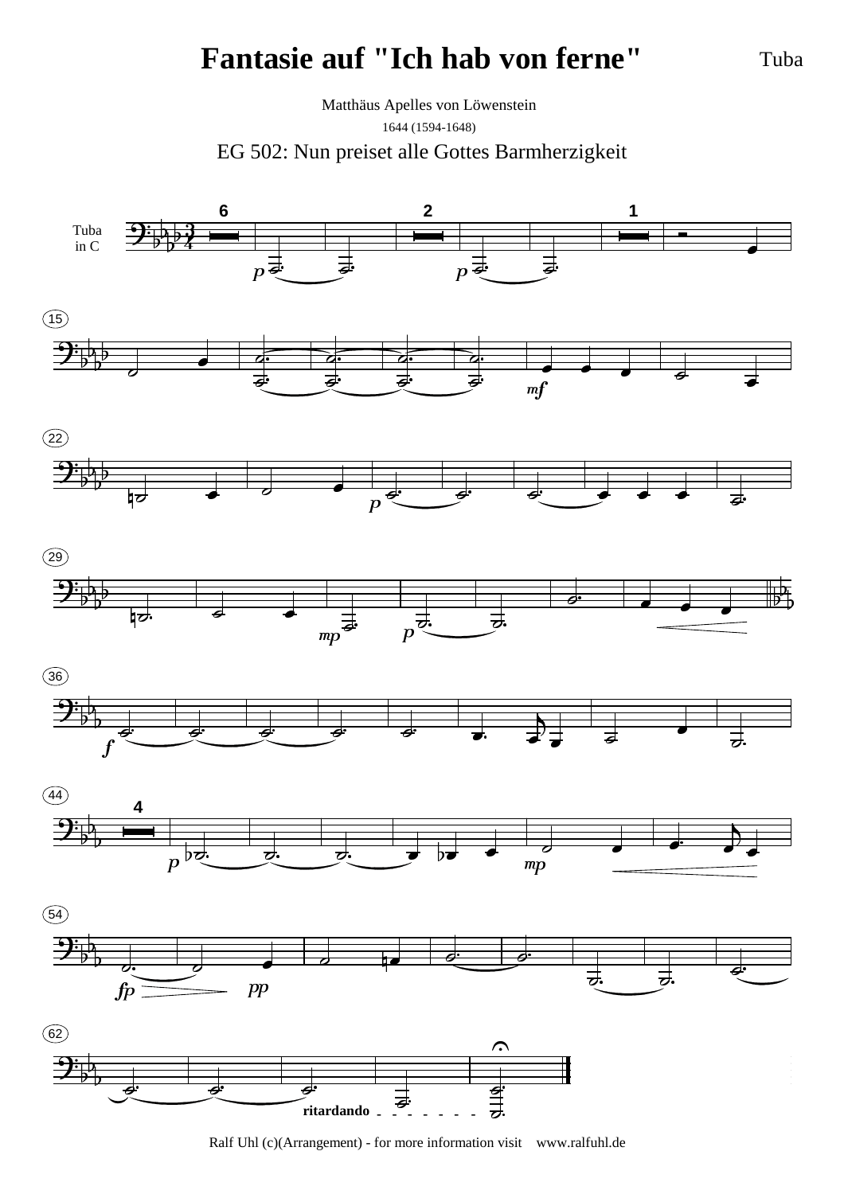# Fantasie auf "Ich hab von ferne"

Tuba

Matthäus Apelles von Löwenstein

1644 (1594-1648)

EG 502: Nun preiset alle Gottes Barmherzigkeit

Ralf Uhl (c)(Arrangement) - for more information visit www.ralfuhl.de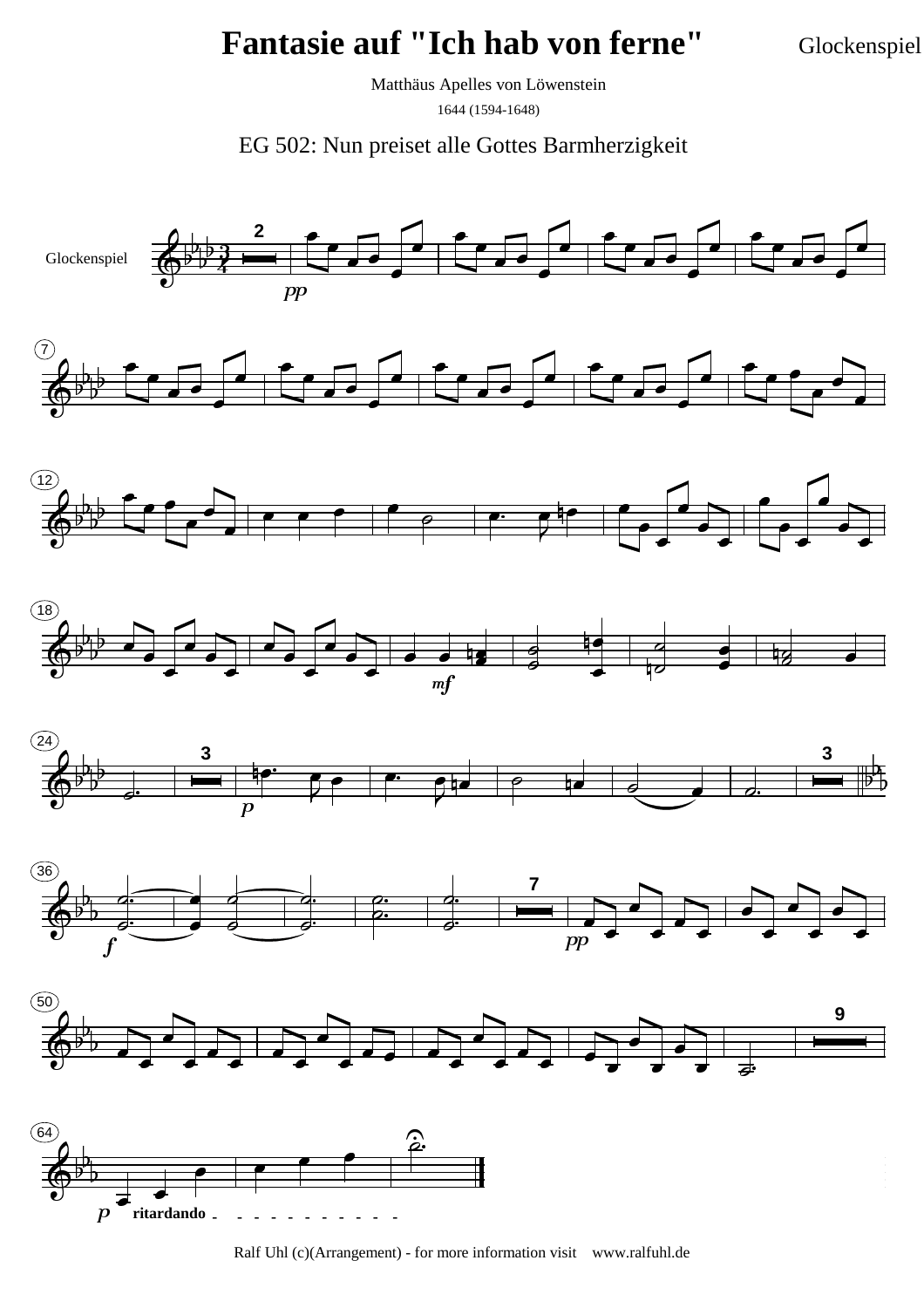# Fantasie auf "Ich hab von ferne"

Glockenspiel

Matthäus Apelles von Löwenstein

1644 (1594-1648)

EG 502: Nun preiset alle Gottes Barmherzigkeit

Ralf Uhl (c)(Arrangement) - for more information visit www.ralfuhl.de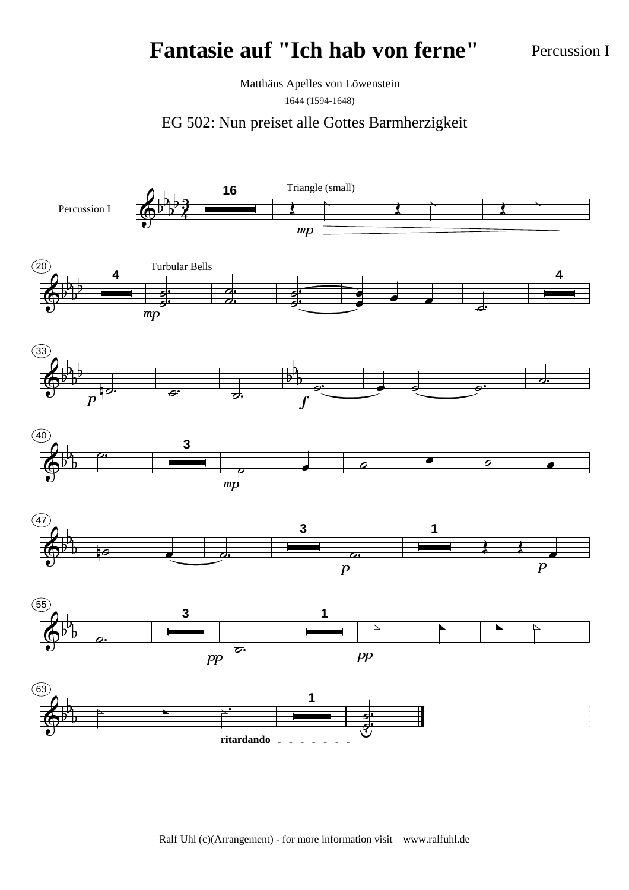# Fantasie auf "Ich hab von ferne"

Percussion I

Matthäus Apelles von Löwenstein

1644 (1594-1648)

EG 502: Nun preiset alle Gottes Barmherzigkeit

Ralf Uhl (c)(Arrangement) - for more information visit www.ralfuhl.de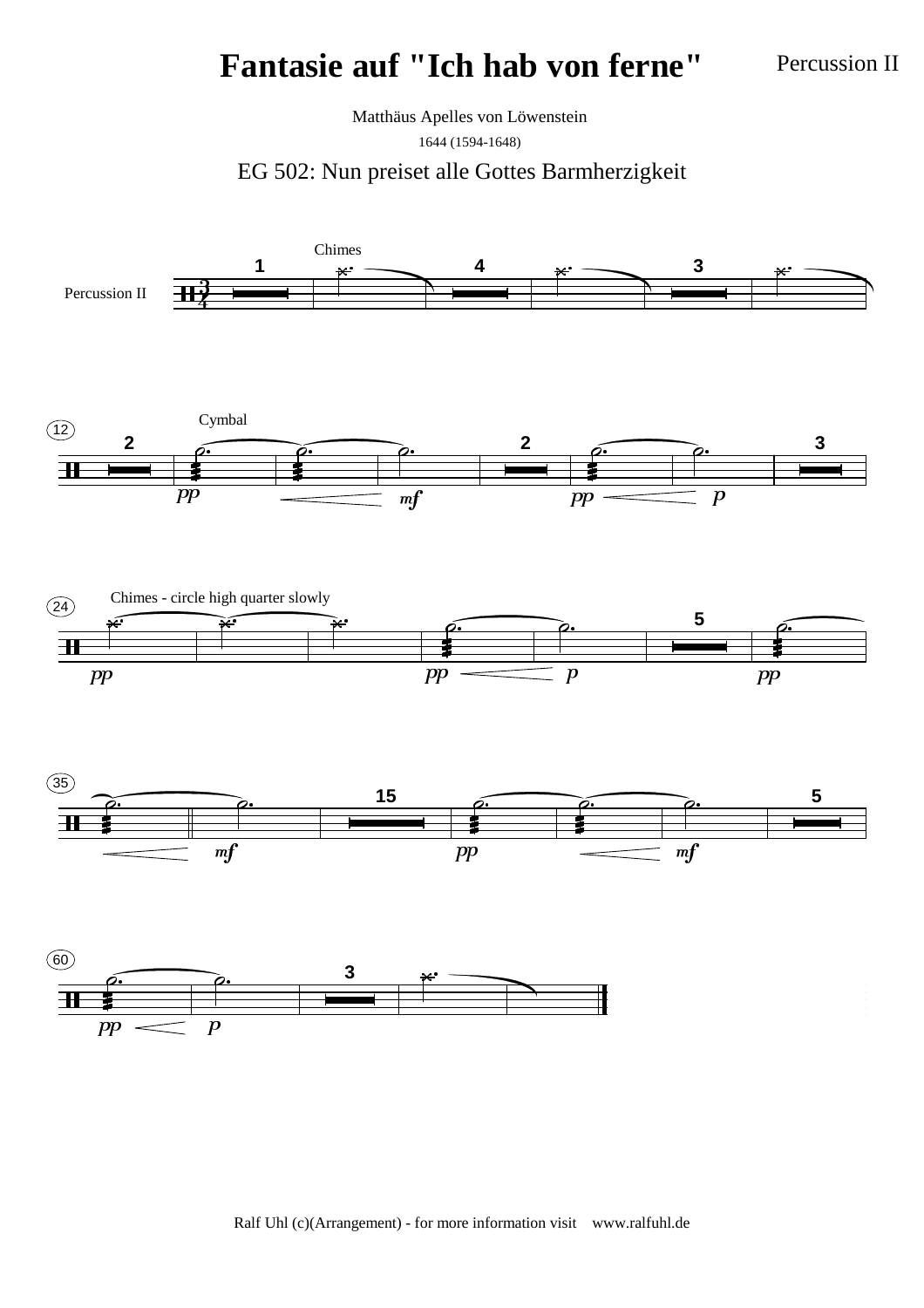# Fantasie auf "Ich hab von ferne"

Percussion II

Matthäus Apelles von Löwenstein

1644 (1594-1648)

EG 502: Nun preiset alle Gottes Barmherzigkeit

Ralf Uhl (c)(Arrangement) - for more information visit www.ralfuhl.de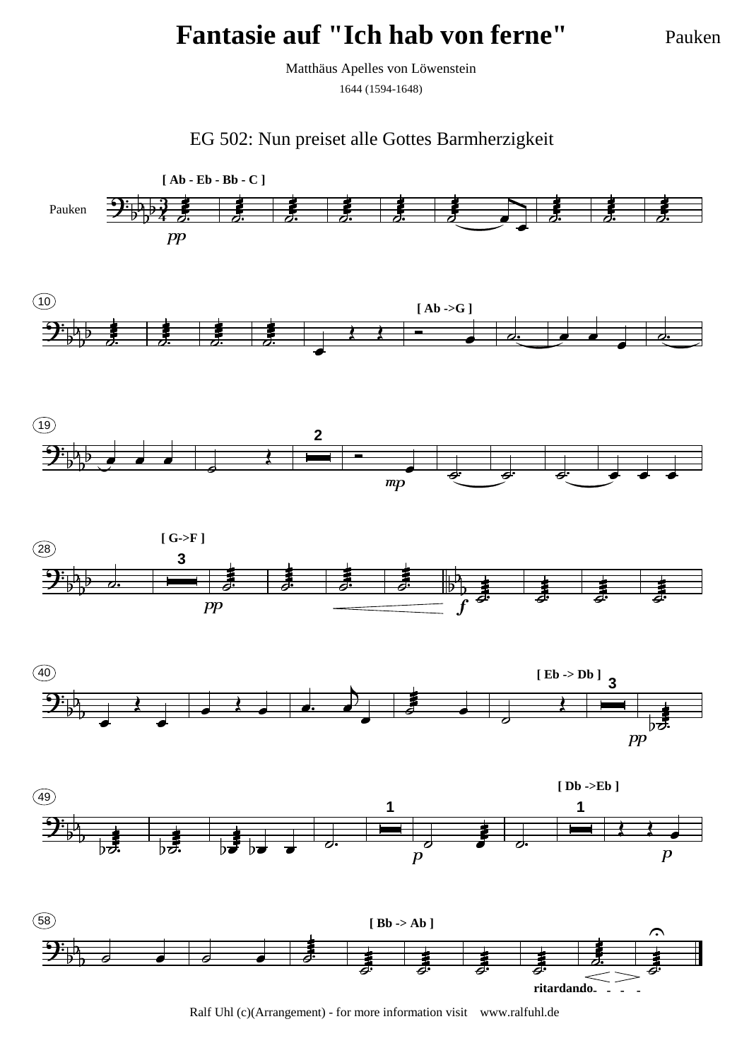# Fantasie auf "Ich hab von ferne"

Pauken

Matthäus Apelles von Löwenstein

1644 (1594-1648)

EG 502: Nun preiset alle Gottes Barmherzigkeit

Ralf Uhl (c)(Arrangement) - for more information visit www.ralfuhl.de